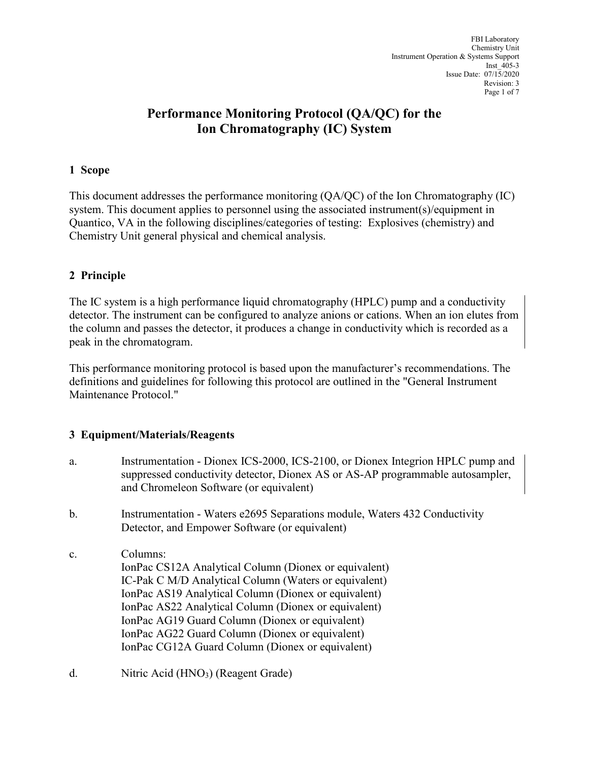# Performance Monitoring Protocol (QA/QC) for the Ion Chromatography (IC) System

## 1 Scope

This document addresses the performance monitoring (QA/QC) of the Ion Chromatography (IC) system. This document applies to personnel using the associated instrument(s)/equipment in Quantico, VA in the following disciplines/categories of testing: Explosives (chemistry) and Chemistry Unit general physical and chemical analysis.

## 2 Principle

The IC system is a high performance liquid chromatography (HPLC) pump and a conductivity detector. The instrument can be configured to analyze anions or cations. When an ion elutes from the column and passes the detector, it produces a change in conductivity which is recorded as a peak in the chromatogram.

This performance monitoring protocol is based upon the manufacturer's recommendations. The definitions and guidelines for following this protocol are outlined in the "General Instrument Maintenance Protocol."

## 3 Equipment/Materials/Reagents

a. Instrumentation - Dionex ICS-2000, ICS-2100, or Dionex Integrion HPLC pump and suppressed conductivity detector, Dionex AS or AS-AP programmable autosampler, and Chromeleon Software (or equivalent)

b. Instrumentation - Waters e2695 Separations module, Waters 432 Conductivity Detector, and Empower Software (or equivalent)

c. Columns:
IonPac CS12A Analytical Column (Dionex or equivalent)
IC-Pak C M/D Analytical Column (Waters or equivalent)
IonPac AS19 Analytical Column (Dionex or equivalent)
IonPac AS22 Analytical Column (Dionex or equivalent)
IonPac AG19 Guard Column (Dionex or equivalent)
IonPac AG22 Guard Column (Dionex or equivalent)
IonPac CG12A Guard Column (Dionex or equivalent)

d. Nitric Acid ($HNO_3$) (Reagent Grade)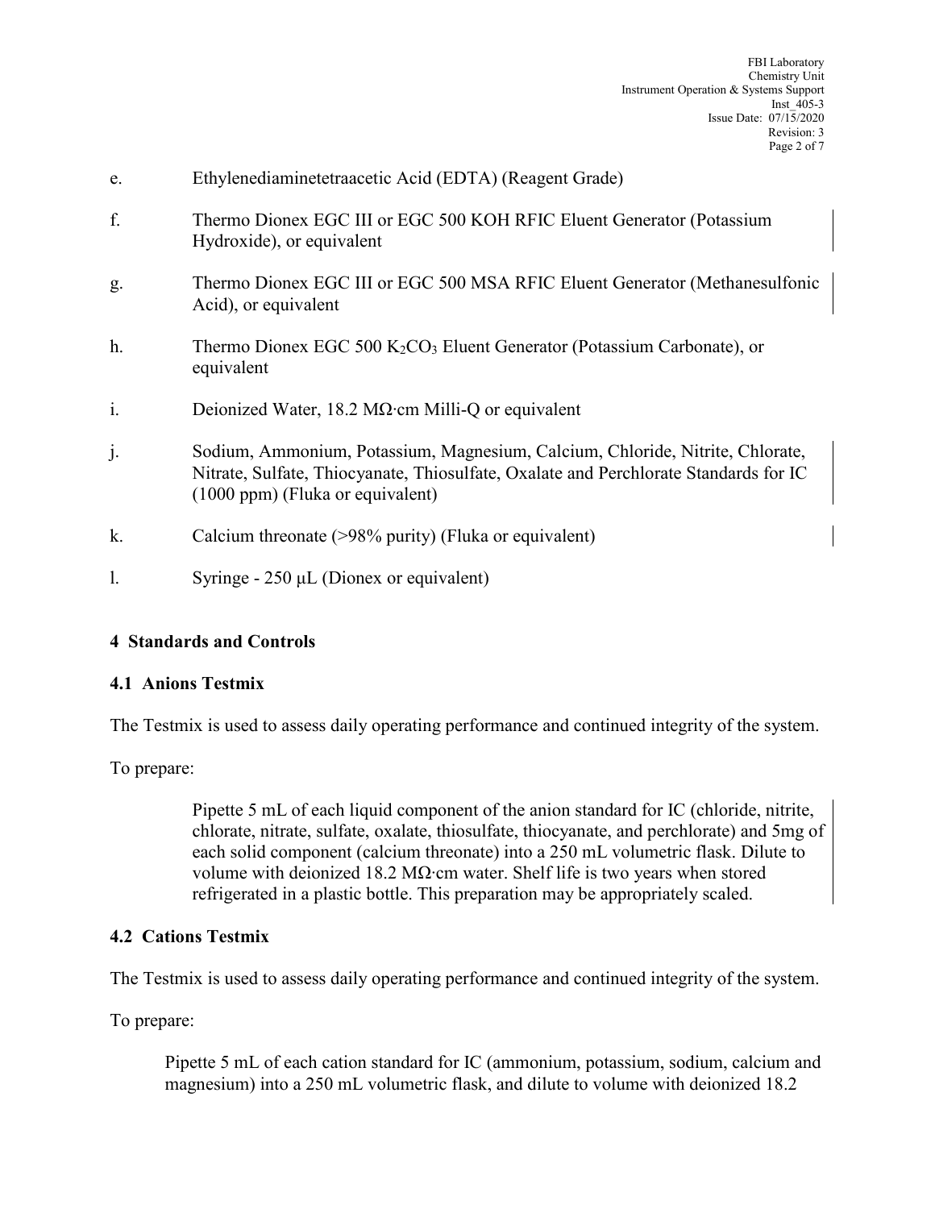e. Ethylenediaminetetraacetic Acid (EDTA) (Reagent Grade)

f. Thermo Dionex EGC III or EGC 500 KOH RFIC Eluent Generator (Potassium Hydroxide), or equivalent

g. Thermo Dionex EGC III or EGC 500 MSA RFIC Eluent Generator (Methanesulfonic Acid), or equivalent

h. Thermo Dionex EGC 500 $K_2CO_3$ Eluent Generator (Potassium Carbonate), or equivalent

i. Deionized Water, 18.2 MΩ·cm Milli-Q or equivalent

j. Sodium, Ammonium, Potassium, Magnesium, Calcium, Chloride, Nitrite, Chlorate, Nitrate, Sulfate, Thiocyanate, Thiosulfate, Oxalate and Perchlorate Standards for IC (1000 ppm) (Fluka or equivalent)

k. Calcium threonate (>98% purity) (Fluka or equivalent)

l. Syringe - 250 µL (Dionex or equivalent)

## 4 Standards and Controls

### 4.1 Anions Testmix

The Testmix is used to assess daily operating performance and continued integrity of the system.

To prepare:

Pipette 5 mL of each liquid component of the anion standard for IC (chloride, nitrite, chlorate, nitrate, sulfate, oxalate, thiosulfate, thiocyanate, and perchlorate) and 5mg of each solid component (calcium threonate) into a 250 mL volumetric flask. Dilute to volume with deionized 18.2 MΩ·cm water. Shelf life is two years when stored refrigerated in a plastic bottle. This preparation may be appropriately scaled.

### 4.2 Cations Testmix

The Testmix is used to assess daily operating performance and continued integrity of the system.

To prepare:

Pipette 5 mL of each cation standard for IC (ammonium, potassium, sodium, calcium and magnesium) into a 250 mL volumetric flask, and dilute to volume with deionized 18.2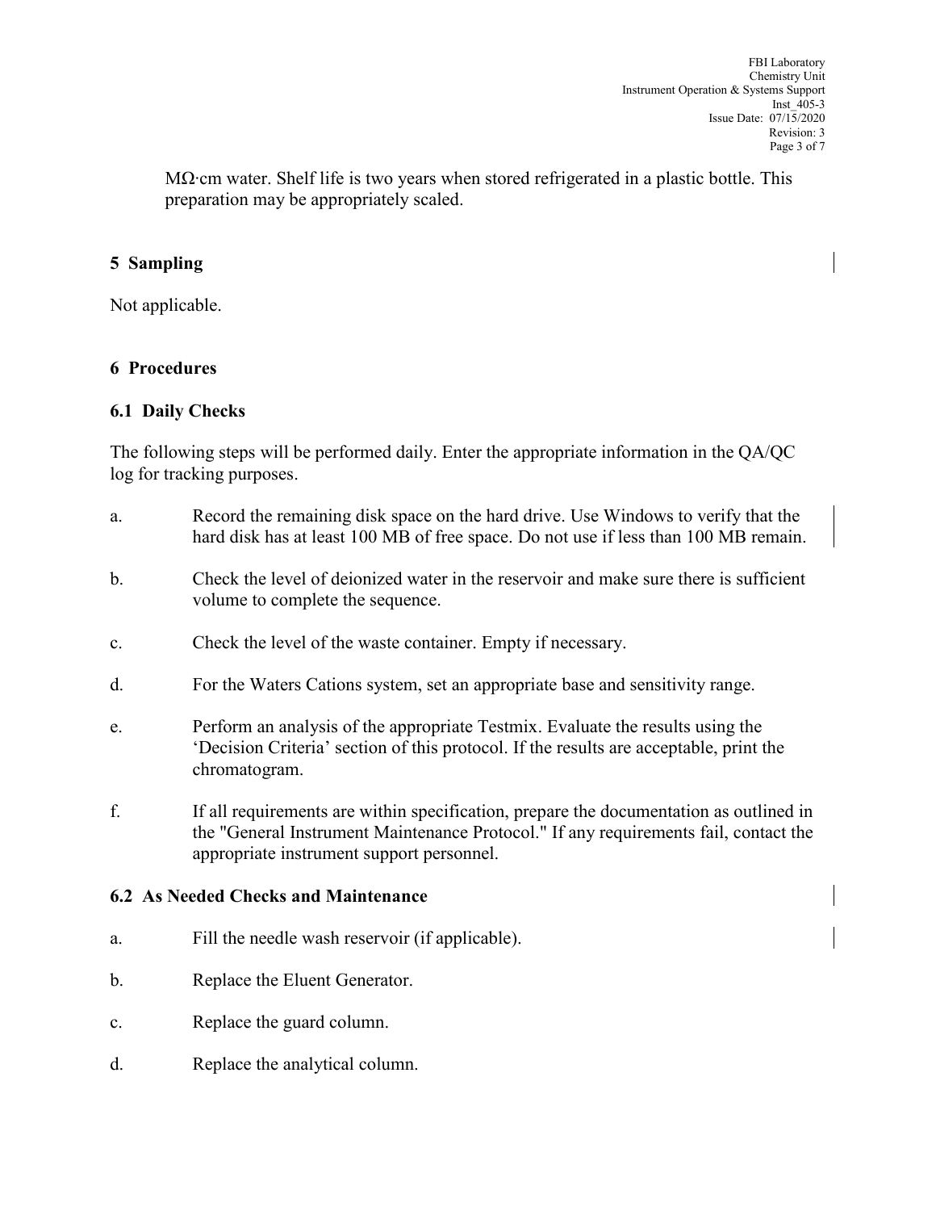MΩ·cm water. Shelf life is two years when stored refrigerated in a plastic bottle. This preparation may be appropriately scaled.

## 5 Sampling

Not applicable.

## 6 Procedures

### 6.1 Daily Checks

The following steps will be performed daily. Enter the appropriate information in the QA/QC log for tracking purposes.

a. Record the remaining disk space on the hard drive. Use Windows to verify that the hard disk has at least 100 MB of free space. Do not use if less than 100 MB remain.

b. Check the level of deionized water in the reservoir and make sure there is sufficient volume to complete the sequence.

c. Check the level of the waste container. Empty if necessary.

d. For the Waters Cations system, set an appropriate base and sensitivity range.

e. Perform an analysis of the appropriate Testmix. Evaluate the results using the 'Decision Criteria' section of this protocol. If the results are acceptable, print the chromatogram.

f. If all requirements are within specification, prepare the documentation as outlined in the "General Instrument Maintenance Protocol." If any requirements fail, contact the appropriate instrument support personnel.

### 6.2 As Needed Checks and Maintenance

a. Fill the needle wash reservoir (if applicable).

b. Replace the Eluent Generator.

c. Replace the guard column.

d. Replace the analytical column.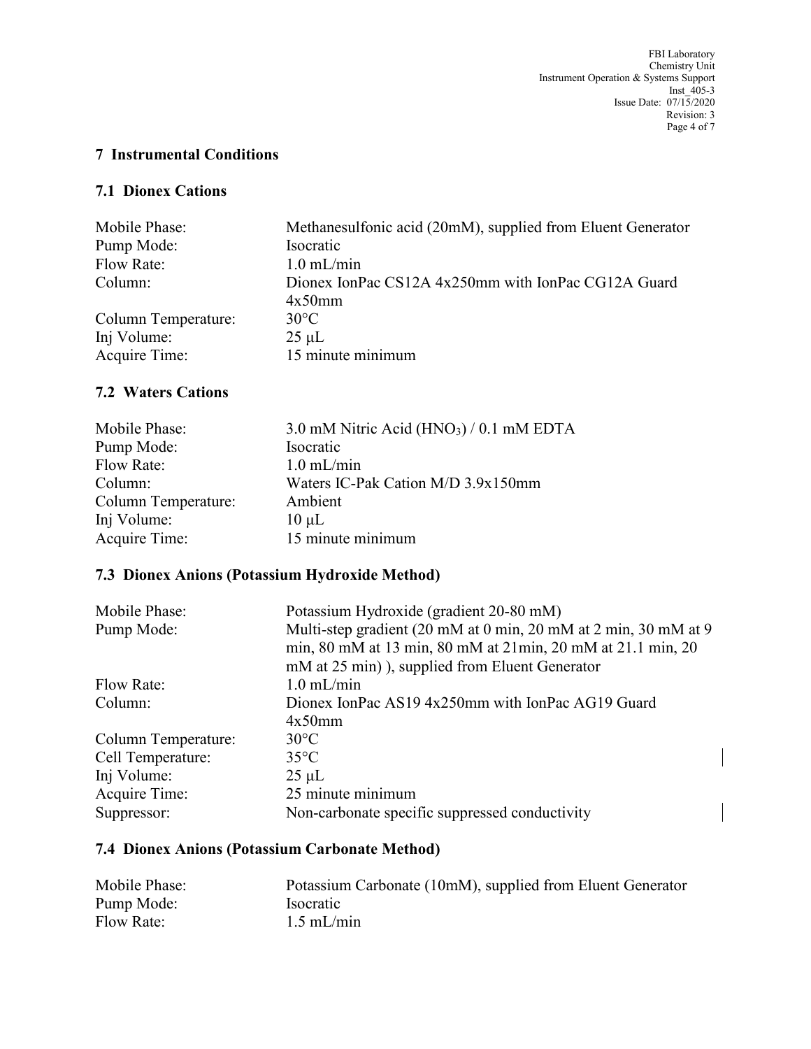## 7 Instrumental Conditions

### 7.1 Dionex Cations

| | |
|---|---|
| Mobile Phase: | Methanesulfonic acid (20mM), supplied from Eluent Generator |
| Pump Mode: | Isocratic |
| Flow Rate: | 1.0 mL/min |
| Column: | Dionex IonPac CS12A 4x250mm with IonPac CG12A Guard 4x50mm |
| Column Temperature: | 30°C |
| Inj Volume: | 25 µL |
| Acquire Time: | 15 minute minimum |

### 7.2 Waters Cations

| | |
|---|---|
| Mobile Phase: | 3.0 mM Nitric Acid ($HNO_3$) / 0.1 mM EDTA |
| Pump Mode: | Isocratic |
| Flow Rate: | 1.0 mL/min |
| Column: | Waters IC-Pak Cation M/D 3.9x150mm |
| Column Temperature: | Ambient |
| Inj Volume: | 10 µL |
| Acquire Time: | 15 minute minimum |

### 7.3 Dionex Anions (Potassium Hydroxide Method)

| | |
|---|---|
| Mobile Phase: | Potassium Hydroxide (gradient 20-80 mM) |
| Pump Mode: | Multi-step gradient (20 mM at 0 min, 20 mM at 2 min, 30 mM at 9 min, 80 mM at 13 min, 80 mM at 21min, 20 mM at 21.1 min, 20 mM at 25 min) ), supplied from Eluent Generator |
| Flow Rate: | 1.0 mL/min |
| Column: | Dionex IonPac AS19 4x250mm with IonPac AG19 Guard 4x50mm |
| Column Temperature: | 30°C |
| Cell Temperature: | 35°C |
| Inj Volume: | 25 µL |
| Acquire Time: | 25 minute minimum |
| Suppressor: | Non-carbonate specific suppressed conductivity |

### 7.4 Dionex Anions (Potassium Carbonate Method)

| | |
|---|---|
| Mobile Phase: | Potassium Carbonate (10mM), supplied from Eluent Generator |
| Pump Mode: | Isocratic |
| Flow Rate: | 1.5 mL/min |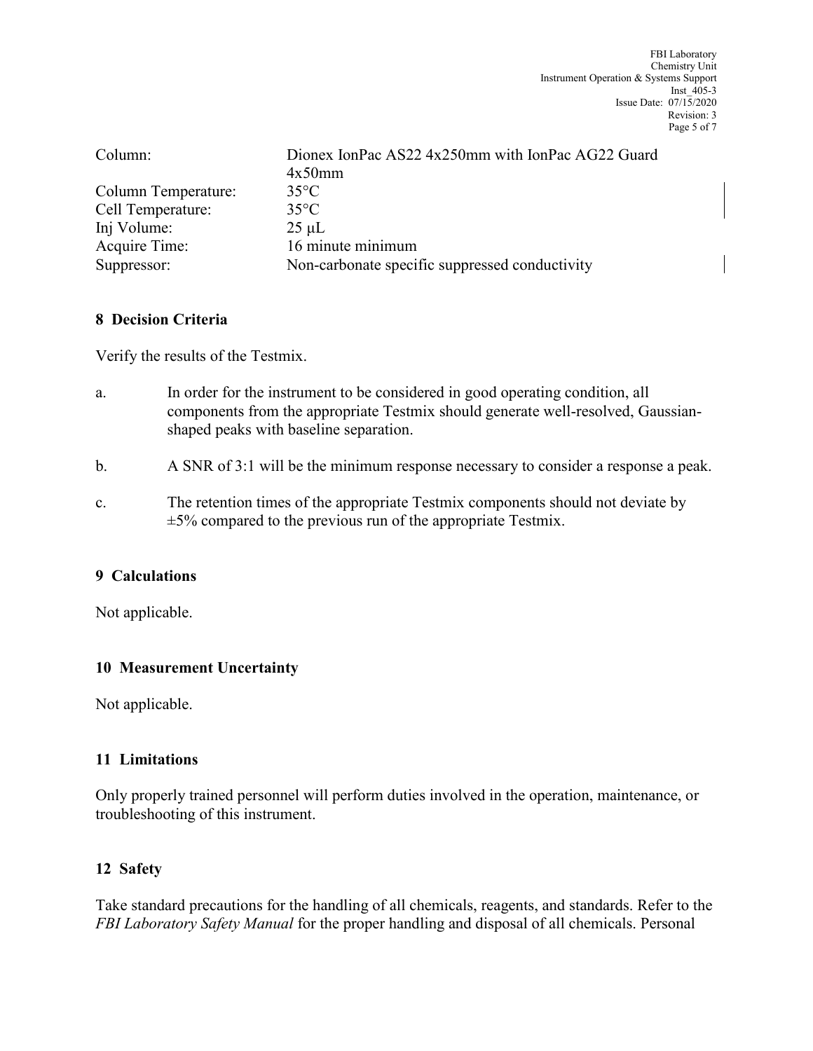| | |
|---|---|
| Column: | Dionex IonPac AS22 4x250mm with IonPac AG22 Guard 4x50mm |
| Column Temperature: | 35°C |
| Cell Temperature: | 35°C |
| Inj Volume: | 25 µL |
| Acquire Time: | 16 minute minimum |
| Suppressor: | Non-carbonate specific suppressed conductivity |

## 8 Decision Criteria

Verify the results of the Testmix.

a. In order for the instrument to be considered in good operating condition, all components from the appropriate Testmix should generate well-resolved, Gaussian-shaped peaks with baseline separation.

b. A SNR of 3:1 will be the minimum response necessary to consider a response a peak.

c. The retention times of the appropriate Testmix components should not deviate by ±5% compared to the previous run of the appropriate Testmix.

## 9 Calculations

Not applicable.

## 10 Measurement Uncertainty

Not applicable.

## 11 Limitations

Only properly trained personnel will perform duties involved in the operation, maintenance, or troubleshooting of this instrument.

## 12 Safety

Take standard precautions for the handling of all chemicals, reagents, and standards. Refer to the *FBI Laboratory Safety Manual* for the proper handling and disposal of all chemicals. Personal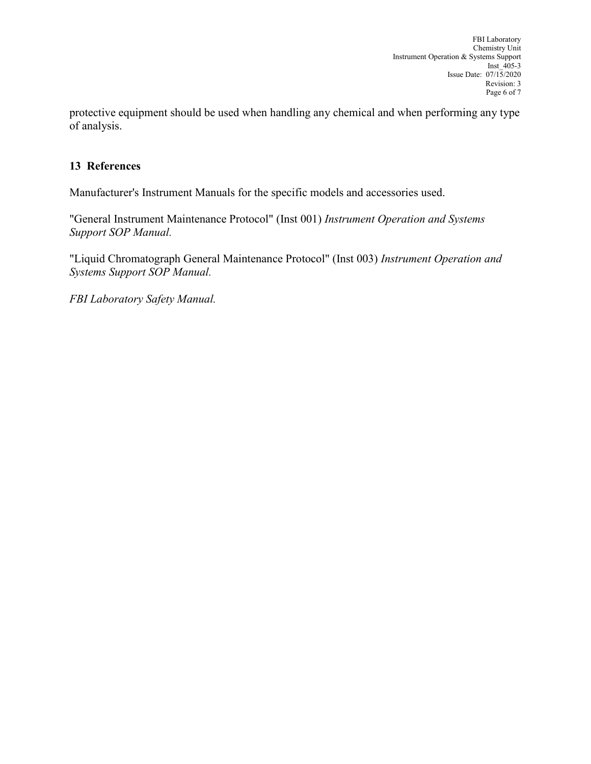protective equipment should be used when handling any chemical and when performing any type of analysis.

## 13 References

Manufacturer's Instrument Manuals for the specific models and accessories used.

"General Instrument Maintenance Protocol" (Inst 001) *Instrument Operation and Systems Support SOP Manual.*

"Liquid Chromatograph General Maintenance Protocol" (Inst 003) *Instrument Operation and Systems Support SOP Manual.*

*FBI Laboratory Safety Manual.*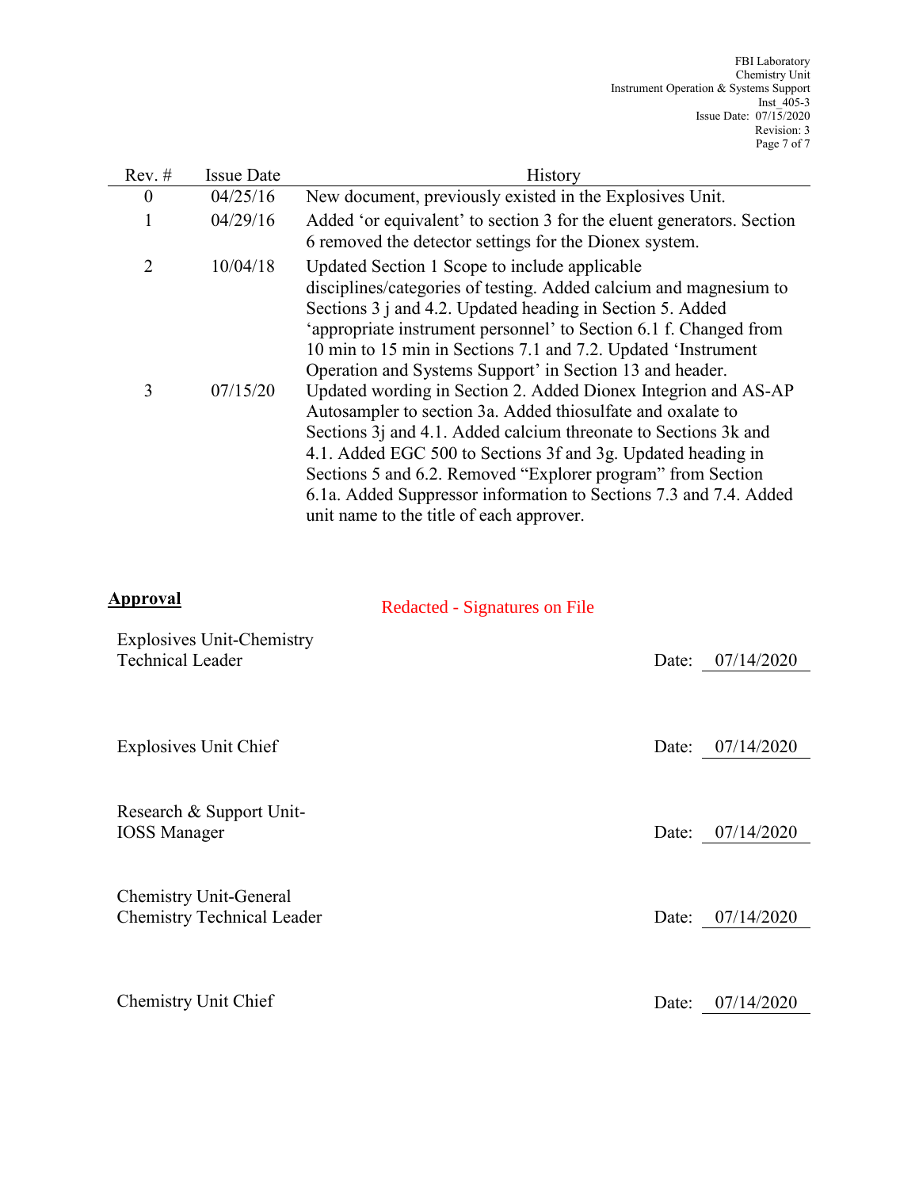| Rev. # | Issue Date | History |
| --- | --- | --- |
| 0 | 04/25/16 | New document, previously existed in the Explosives Unit. |
| 1 | 04/29/16 | Added 'or equivalent' to section 3 for the eluent generators. Section 6 removed the detector settings for the Dionex system. |
| 2 | 10/04/18 | Updated Section 1 Scope to include applicable disciplines/categories of testing. Added calcium and magnesium to Sections 3 j and 4.2. Updated heading in Section 5. Added 'appropriate instrument personnel' to Section 6.1 f. Changed from 10 min to 15 min in Sections 7.1 and 7.2. Updated 'Instrument Operation and Systems Support' in Section 13 and header. |
| 3 | 07/15/20 | Updated wording in Section 2. Added Dionex Integrion and AS-AP Autosampler to section 3a. Added thiosulfate and oxalate to Sections 3j and 4.1. Added calcium threonate to Sections 3k and 4.1. Added EGC 500 to Sections 3f and 3g. Updated heading in Sections 5 and 6.2. Removed "Explorer program" from Section 6.1a. Added Suppressor information to Sections 7.3 and 7.4. Added unit name to the title of each approver. |

**Approval**

Redacted - Signatures on File

Explosives Unit-Chemistry Technical Leader — Date: 07/14/2020

Explosives Unit Chief — Date: 07/14/2020

Research & Support Unit-IOSS Manager — Date: 07/14/2020

Chemistry Unit-General Chemistry Technical Leader — Date: 07/14/2020

Chemistry Unit Chief — Date: 07/14/2020